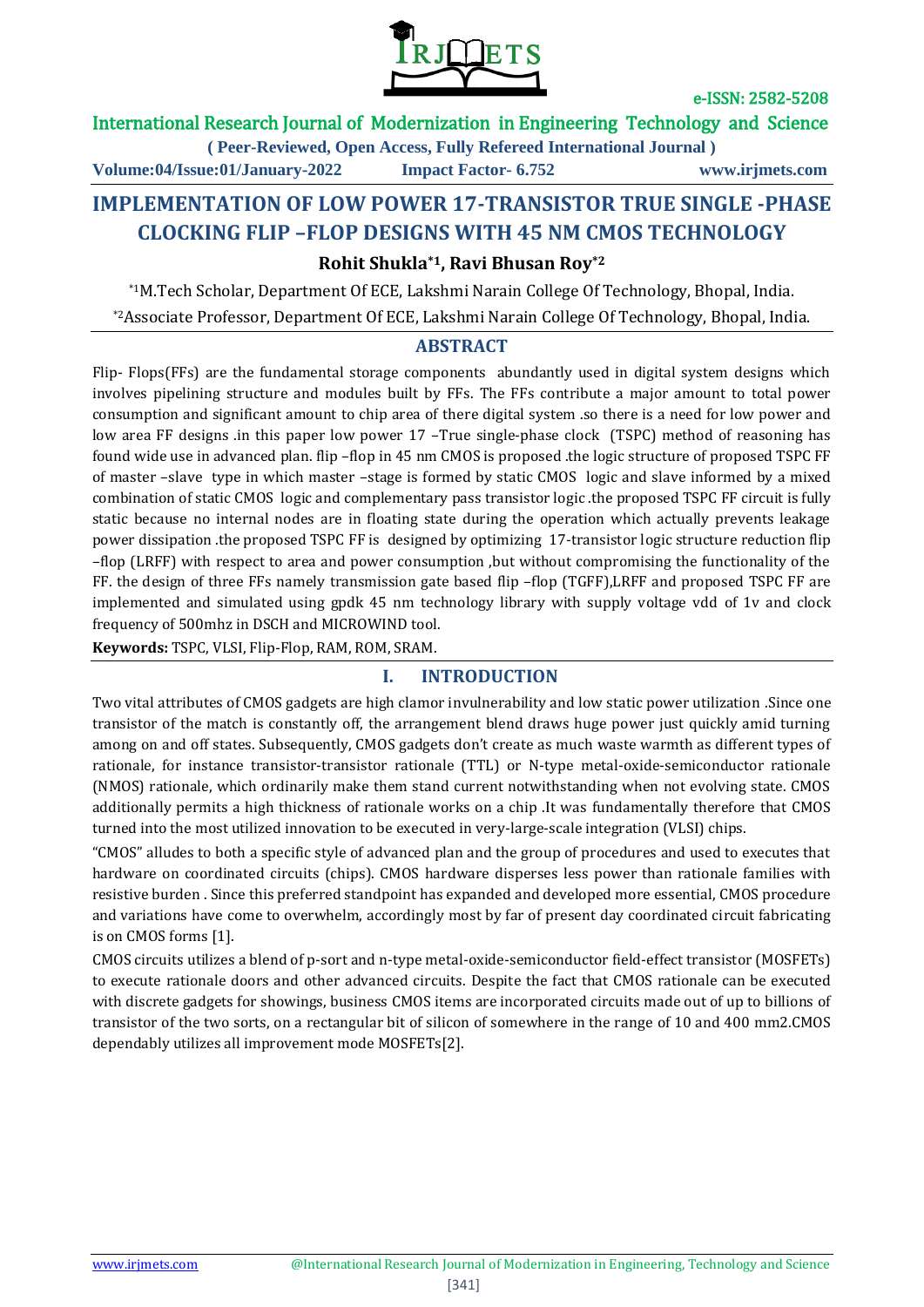# IMPLEMENTATION OF LOW POWER 17-TRANSISTOR TRUE SINGLE -PHASE CLOCKING FLIP –FLOP DESIGNS WITH 45 NM CMOS TECHNOLOGY

**Rohit Shukla*1, Ravi Bhusan Roy*2**

*1M.Tech Scholar, Department Of ECE, Lakshmi Narain College Of Technology, Bhopal, India.

*2Associate Professor, Department Of ECE, Lakshmi Narain College Of Technology, Bhopal, India.

## ABSTRACT

Flip- Flops(FFs) are the fundamental storage components abundantly used in digital system designs which involves pipelining structure and modules built by FFs. The FFs contribute a major amount to total power consumption and significant amount to chip area of there digital system .so there is a need for low power and low area FF designs .in this paper low power 17 –True single-phase clock (TSPC) method of reasoning has found wide use in advanced plan. flip –flop in 45 nm CMOS is proposed .the logic structure of proposed TSPC FF of master –slave type in which master –stage is formed by static CMOS logic and slave informed by a mixed combination of static CMOS logic and complementary pass transistor logic .the proposed TSPC FF circuit is fully static because no internal nodes are in floating state during the operation which actually prevents leakage power dissipation .the proposed TSPC FF is designed by optimizing 17-transistor logic structure reduction flip –flop (LRFF) with respect to area and power consumption ,but without compromising the functionality of the FF. the design of three FFs namely transmission gate based flip –flop (TGFF),LRFF and proposed TSPC FF are implemented and simulated using gpdk 45 nm technology library with supply voltage vdd of 1v and clock frequency of 500mhz in DSCH and MICROWIND tool.

**Keywords:** TSPC, VLSI, Flip-Flop, RAM, ROM, SRAM.

## I. INTRODUCTION

Two vital attributes of CMOS gadgets are high clamor invulnerability and low static power utilization .Since one transistor of the match is constantly off, the arrangement blend draws huge power just quickly amid turning among on and off states. Subsequently, CMOS gadgets don't create as much waste warmth as different types of rationale, for instance transistor-transistor rationale (TTL) or N-type metal-oxide-semiconductor rationale (NMOS) rationale, which ordinarily make them stand current notwithstanding when not evolving state. CMOS additionally permits a high thickness of rationale works on a chip .It was fundamentally therefore that CMOS turned into the most utilized innovation to be executed in very-large-scale integration (VLSI) chips.

"CMOS" alludes to both a specific style of advanced plan and the group of procedures and used to executes that hardware on coordinated circuits (chips). CMOS hardware disperses less power than rationale families with resistive burden . Since this preferred standpoint has expanded and developed more essential, CMOS procedure and variations have come to overwhelm, accordingly most by far of present day coordinated circuit fabricating is on CMOS forms [1].

CMOS circuits utilizes a blend of p-sort and n-type metal-oxide-semiconductor field-effect transistor (MOSFETs) to execute rationale doors and other advanced circuits. Despite the fact that CMOS rationale can be executed with discrete gadgets for showings, business CMOS items are incorporated circuits made out of up to billions of transistor of the two sorts, on a rectangular bit of silicon of somewhere in the range of 10 and 400 mm2.CMOS dependably utilizes all improvement mode MOSFETs[2].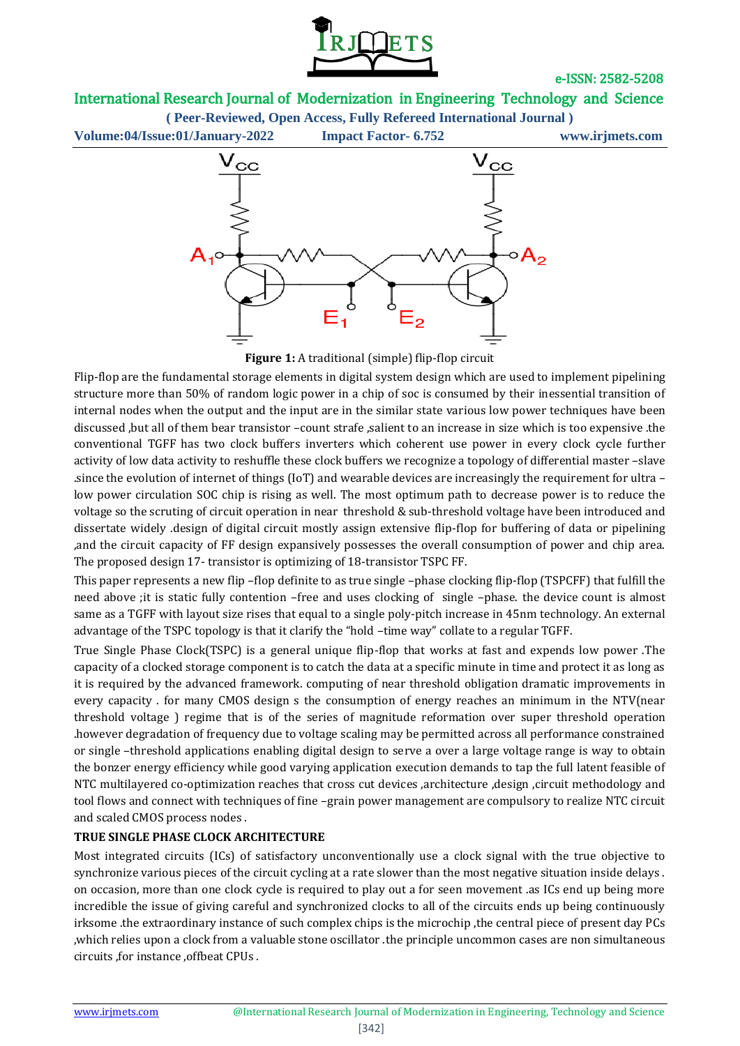**Figure 1:** A traditional (simple) flip-flop circuit

Flip-flop are the fundamental storage elements in digital system design which are used to implement pipelining structure more than 50% of random logic power in a chip of soc is consumed by their inessential transition of internal nodes when the output and the input are in the similar state various low power techniques have been discussed ,but all of them bear transistor –count strafe ,salient to an increase in size which is too expensive .the conventional TGFF has two clock buffers inverters which coherent use power in every clock cycle further activity of low data activity to reshuffle these clock buffers we recognize a topology of differential master –slave .since the evolution of internet of things (IoT) and wearable devices are increasingly the requirement for ultra –low power circulation SOC chip is rising as well. The most optimum path to decrease power is to reduce the voltage so the scruting of circuit operation in near threshold & sub-threshold voltage have been introduced and dissertate widely .design of digital circuit mostly assign extensive flip-flop for buffering of data or pipelining ,and the circuit capacity of FF design expansively possesses the overall consumption of power and chip area. The proposed design 17- transistor is optimizing of 18-transistor TSPC FF.

This paper represents a new flip –flop definite to as true single –phase clocking flip-flop (TSPCFF) that fulfill the need above ;it is static fully contention –free and uses clocking of single –phase. the device count is almost same as a TGFF with layout size rises that equal to a single poly-pitch increase in 45nm technology. An external advantage of the TSPC topology is that it clarify the "hold –time way" collate to a regular TGFF.

True Single Phase Clock(TSPC) is a general unique flip-flop that works at fast and expends low power .The capacity of a clocked storage component is to catch the data at a specific minute in time and protect it as long as it is required by the advanced framework. computing of near threshold obligation dramatic improvements in every capacity . for many CMOS design s the consumption of energy reaches an minimum in the NTV(near threshold voltage ) regime that is of the series of magnitude reformation over super threshold operation .however degradation of frequency due to voltage scaling may be permitted across all performance constrained or single –threshold applications enabling digital design to serve a over a large voltage range is way to obtain the bonzer energy efficiency while good varying application execution demands to tap the full latent feasible of NTC multilayered co-optimization reaches that cross cut devices ,architecture ,design ,circuit methodology and tool flows and connect with techniques of fine –grain power management are compulsory to realize NTC circuit and scaled CMOS process nodes .

## TRUE SINGLE PHASE CLOCK ARCHITECTURE

Most integrated circuits (ICs) of satisfactory unconventionally use a clock signal with the true objective to synchronize various pieces of the circuit cycling at a rate slower than the most negative situation inside delays . on occasion, more than one clock cycle is required to play out a for seen movement .as ICs end up being more incredible the issue of giving careful and synchronized clocks to all of the circuits ends up being continuously irksome .the extraordinary instance of such complex chips is the microchip ,the central piece of present day PCs ,which relies upon a clock from a valuable stone oscillator .the principle uncommon cases are non simultaneous circuits ,for instance ,offbeat CPUs .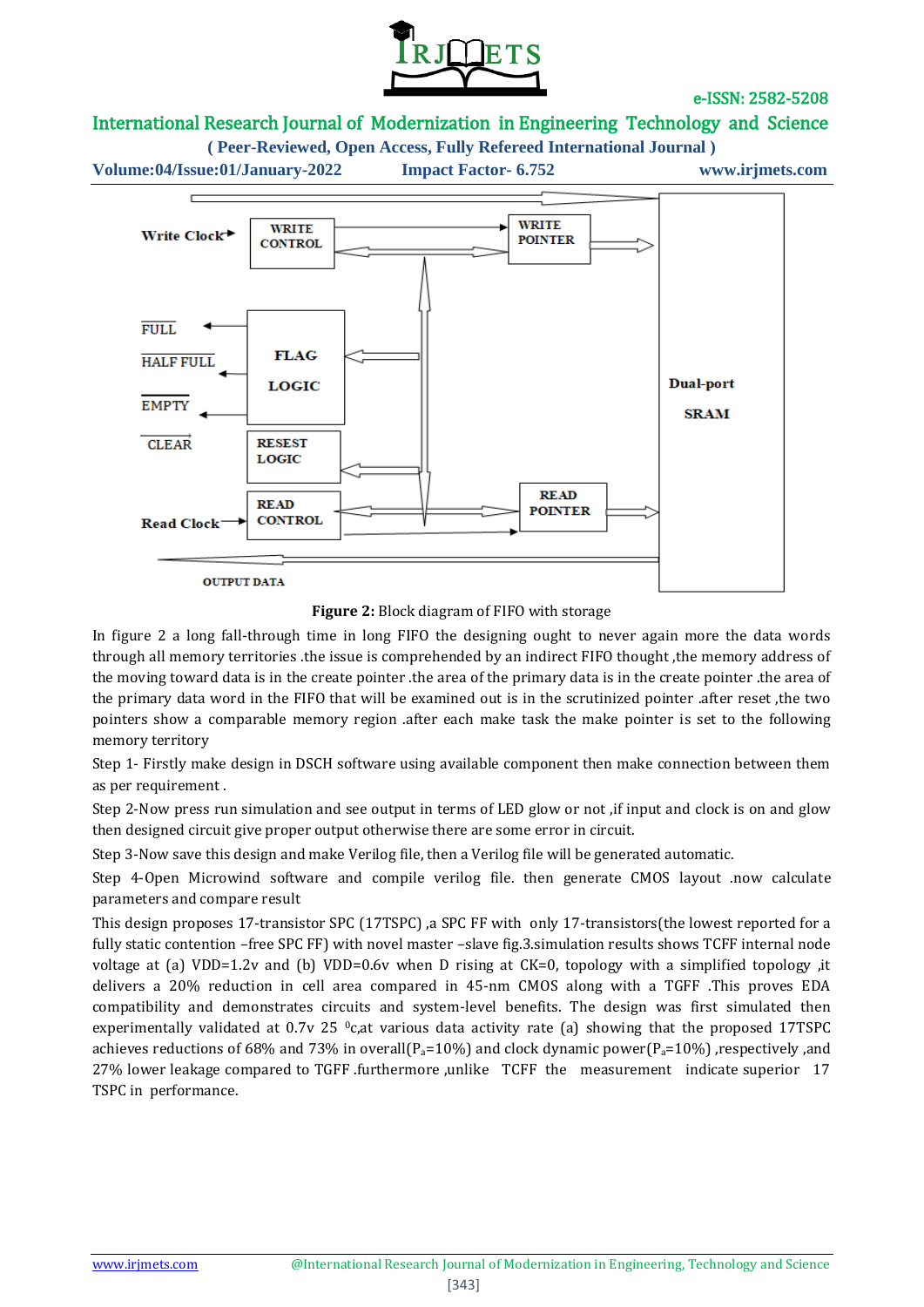**Figure 2:** Block diagram of FIFO with storage

In figure 2 a long fall-through time in long FIFO the designing ought to never again more the data words through all memory territories .the issue is comprehended by an indirect FIFO thought ,the memory address of the moving toward data is in the create pointer .the area of the primary data is in the create pointer .the area of the primary data word in the FIFO that will be examined out is in the scrutinized pointer .after reset ,the two pointers show a comparable memory region .after each make task the make pointer is set to the following memory territory

Step 1- Firstly make design in DSCH software using available component then make connection between them as per requirement .

Step 2-Now press run simulation and see output in terms of LED glow or not ,if input and clock is on and glow then designed circuit give proper output otherwise there are some error in circuit.

Step 3-Now save this design and make Verilog file, then a Verilog file will be generated automatic.

Step 4-Open Microwind software and compile verilog file. then generate CMOS layout .now calculate parameters and compare result

This design proposes 17-transistor SPC (17TSPC) ,a SPC FF with only 17-transistors(the lowest reported for a fully static contention –free SPC FF) with novel master –slave fig.3.simulation results shows TCFF internal node voltage at (a) VDD=1.2v and (b) VDD=0.6v when D rising at CK=0, topology with a simplified topology ,it delivers a 20% reduction in cell area compared in 45-nm CMOS along with a TGFF .This proves EDA compatibility and demonstrates circuits and system-level benefits. The design was first simulated then experimentally validated at 0.7v 25 $^{0}$c,at various data activity rate (a) showing that the proposed 17TSPC achieves reductions of 68% and 73% in overall($P_a$=10%) and clock dynamic power($P_a$=10%) ,respectively ,and 27% lower leakage compared to TGFF .furthermore ,unlike TCFF the measurement indicate superior 17 TSPC in performance.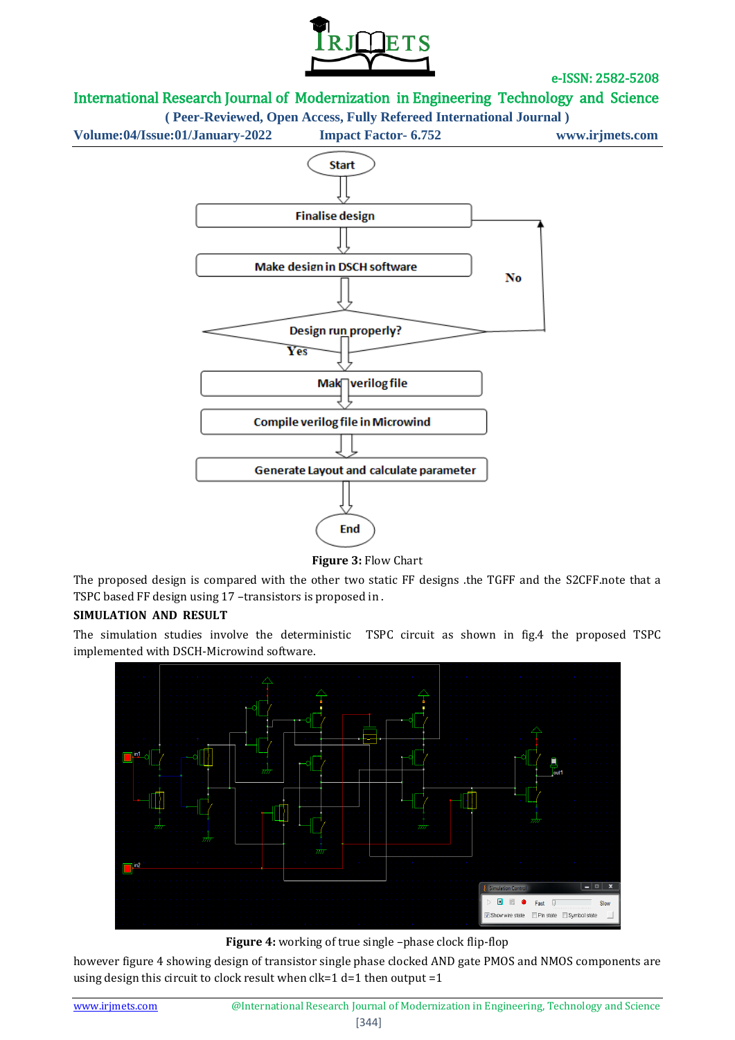**Figure 3:** Flow Chart

The proposed design is compared with the other two static FF designs .the TGFF and the S2CFF.note that a TSPC based FF design using 17 –transistors is proposed in .

## SIMULATION AND RESULT

The simulation studies involve the deterministic TSPC circuit as shown in fig.4 the proposed TSPC implemented with DSCH-Microwind software.

**Figure 4:** working of true single –phase clock flip-flop

however figure 4 showing design of transistor single phase clocked AND gate PMOS and NMOS components are using design this circuit to clock result when clk=1 d=1 then output =1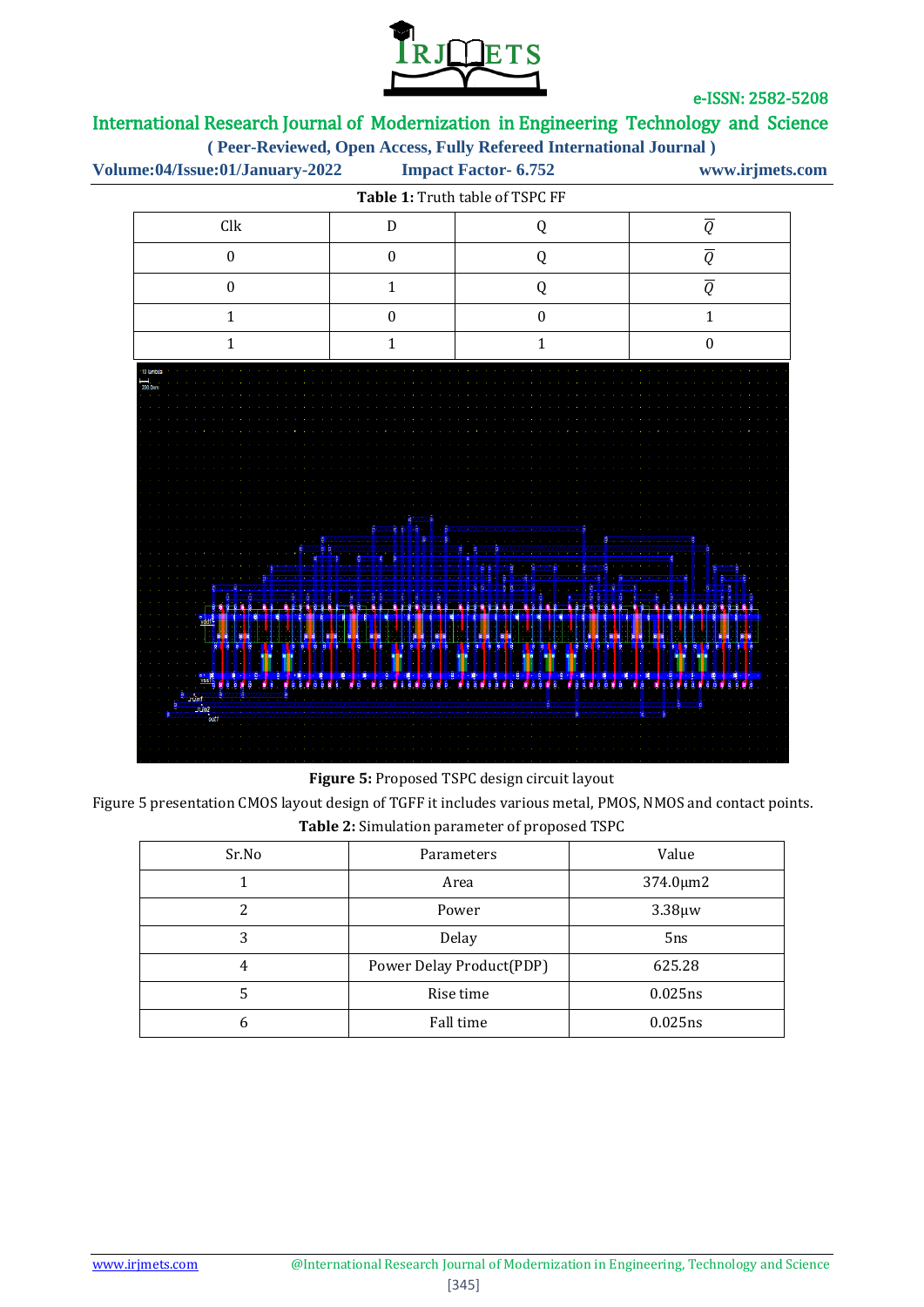**Table 1:** Truth table of TSPC FF

| Clk | D | Q | $\overline{Q}$ |
|---|---|---|---|
| 0 | 0 | Q | $\overline{Q}$ |
| 0 | 1 | Q | $\overline{Q}$ |
| 1 | 0 | 0 | 1 |
| 1 | 1 | 1 | 0 |

**Figure 5:** Proposed TSPC design circuit layout

Figure 5 presentation CMOS layout design of TGFF it includes various metal, PMOS, NMOS and contact points.

**Table 2:** Simulation parameter of proposed TSPC

| Sr.No | Parameters | Value |
|---|---|---|
| 1 | Area | 374.0μm2 |
| 2 | Power | 3.38μw |
| 3 | Delay | 5ns |
| 4 | Power Delay Product(PDP) | 625.28 |
| 5 | Rise time | 0.025ns |
| 6 | Fall time | 0.025ns |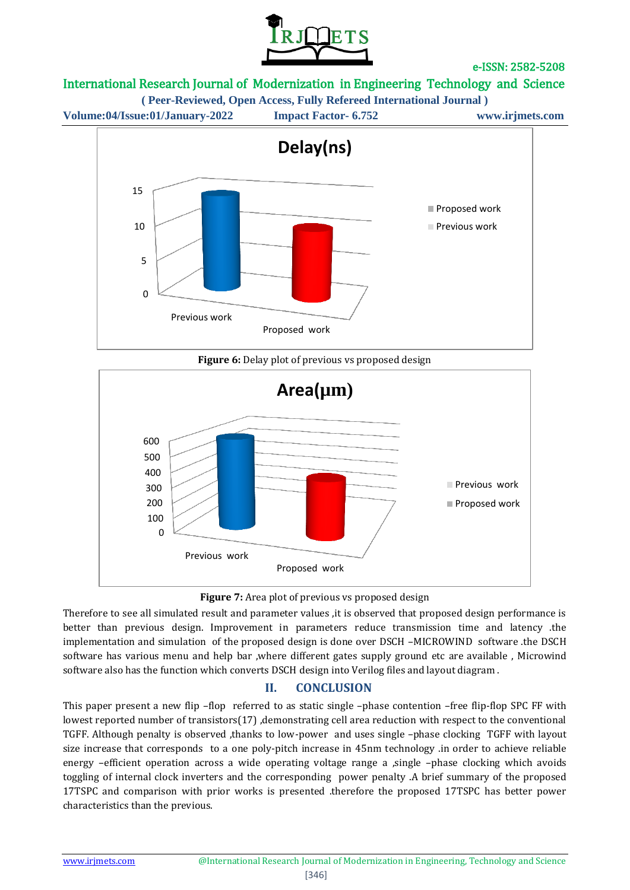Figure 6: Delay plot of previous vs proposed design

Figure 7: Area plot of previous vs proposed design

Therefore to see all simulated result and parameter values ,it is observed that proposed design performance is better than previous design. Improvement in parameters reduce transmission time and latency .the implementation and simulation of the proposed design is done over DSCH –MICROWIND software .the DSCH software has various menu and help bar ,where different gates supply ground etc are available , Microwind software also has the function which converts DSCH design into Verilog files and layout diagram .

## II. CONCLUSION

This paper present a new flip –flop referred to as static single –phase contention –free flip-flop SPC FF with lowest reported number of transistors(17) ,demonstrating cell area reduction with respect to the conventional TGFF. Although penalty is observed ,thanks to low-power and uses single –phase clocking TGFF with layout size increase that corresponds to a one poly-pitch increase in 45nm technology .in order to achieve reliable energy –efficient operation across a wide operating voltage range a ,single –phase clocking which avoids toggling of internal clock inverters and the corresponding power penalty .A brief summary of the proposed 17TSPC and comparison with prior works is presented .therefore the proposed 17TSPC has better power characteristics than the previous.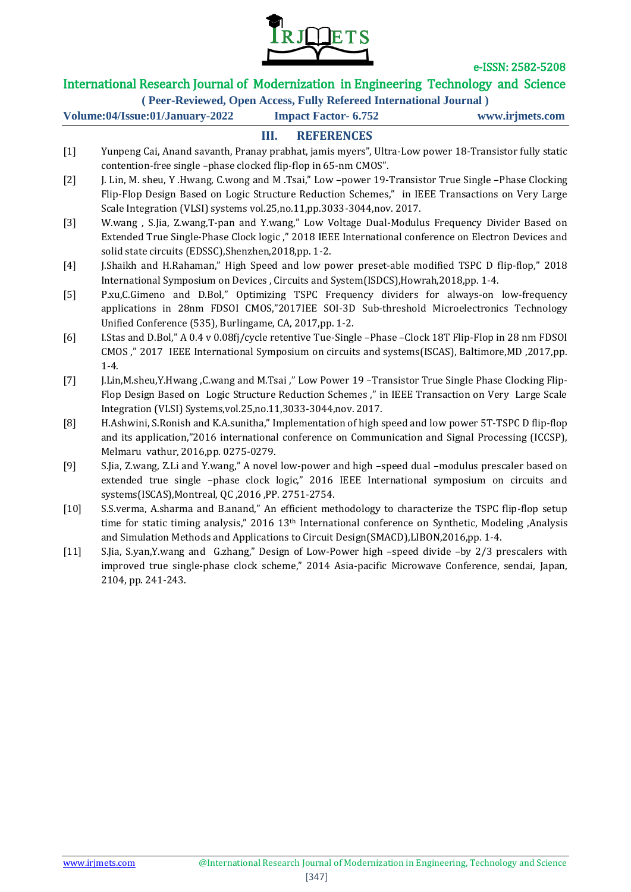## III. REFERENCES

[1] Yunpeng Cai, Anand savanth, Pranay prabhat, jamis myers", Ultra-Low power 18-Transistor fully static contention-free single –phase clocked flip-flop in 65-nm CMOS".

[2] J. Lin, M. sheu, Y .Hwang, C.wong and M .Tsai," Low –power 19-Transistor True Single –Phase Clocking Flip-Flop Design Based on Logic Structure Reduction Schemes," in IEEE Transactions on Very Large Scale Integration (VLSI) systems vol.25,no.11,pp.3033-3044,nov. 2017.

[3] W.wang , S.Jia, Z.wang,T-pan and Y.wang," Low Voltage Dual-Modulus Frequency Divider Based on Extended True Single-Phase Clock logic ," 2018 IEEE International conference on Electron Devices and solid state circuits (EDSSC),Shenzhen,2018,pp. 1-2.

[4] J.Shaikh and H.Rahaman," High Speed and low power preset-able modified TSPC D flip-flop," 2018 International Symposium on Devices , Circuits and System(ISDCS),Howrah,2018,pp. 1-4.

[5] P.xu,C.Gimeno and D.Bol," Optimizing TSPC Frequency dividers for always-on low-frequency applications in 28nm FDSOI CMOS,"2017IEE SOI-3D Sub-threshold Microelectronics Technology Unified Conference (535), Burlingame, CA, 2017,pp. 1-2.

[6] I.Stas and D.Bol," A 0.4 v 0.08fj/cycle retentive Tue-Single –Phase –Clock 18T Flip-Flop in 28 nm FDSOI CMOS ," 2017 IEEE International Symposium on circuits and systems(ISCAS), Baltimore,MD ,2017,pp. 1-4.

[7] J.Lin,M.sheu,Y.Hwang ,C.wang and M.Tsai ," Low Power 19 –Transistor True Single Phase Clocking Flip-Flop Design Based on Logic Structure Reduction Schemes ," in IEEE Transaction on Very Large Scale Integration (VLSI) Systems,vol.25,no.11,3033-3044,nov. 2017.

[8] H.Ashwini, S.Ronish and K.A.sunitha," Implementation of high speed and low power 5T-TSPC D flip-flop and its application,"2016 international conference on Communication and Signal Processing (ICCSP), Melmaru vathur, 2016,pp. 0275-0279.

[9] S.Jia, Z.wang, Z.Li and Y.wang," A novel low-power and high –speed dual –modulus prescaler based on extended true single –phase clock logic," 2016 IEEE International symposium on circuits and systems(ISCAS),Montreal, QC ,2016 ,PP. 2751-2754.

[10] S.S.verma, A.sharma and B.anand," An efficient methodology to characterize the TSPC flip-flop setup time for static timing analysis," 2016 13th International conference on Synthetic, Modeling ,Analysis and Simulation Methods and Applications to Circuit Design(SMACD),LIBON,2016,pp. 1-4.

[11] S.Jia, S.yan,Y.wang and G.zhang," Design of Low-Power high –speed divide –by 2/3 prescalers with improved true single-phase clock scheme," 2014 Asia-pacific Microwave Conference, sendai, Japan, 2104, pp. 241-243.